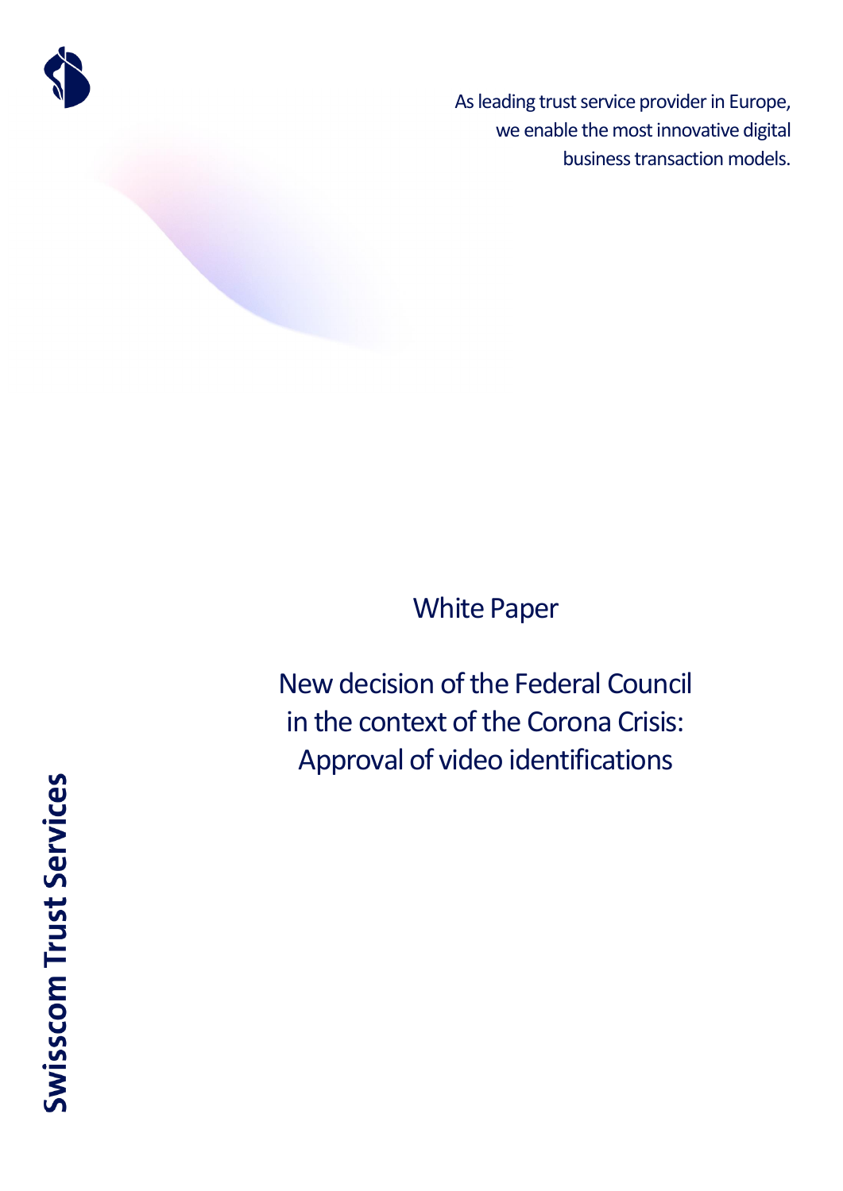As leading trust service provider in Europe, we enable the most innovative digital business transaction models.

# White Paper

# New decision of the Federal Council in the context of the Corona Crisis: Approval of video identifications

**Swisscom Trust Services**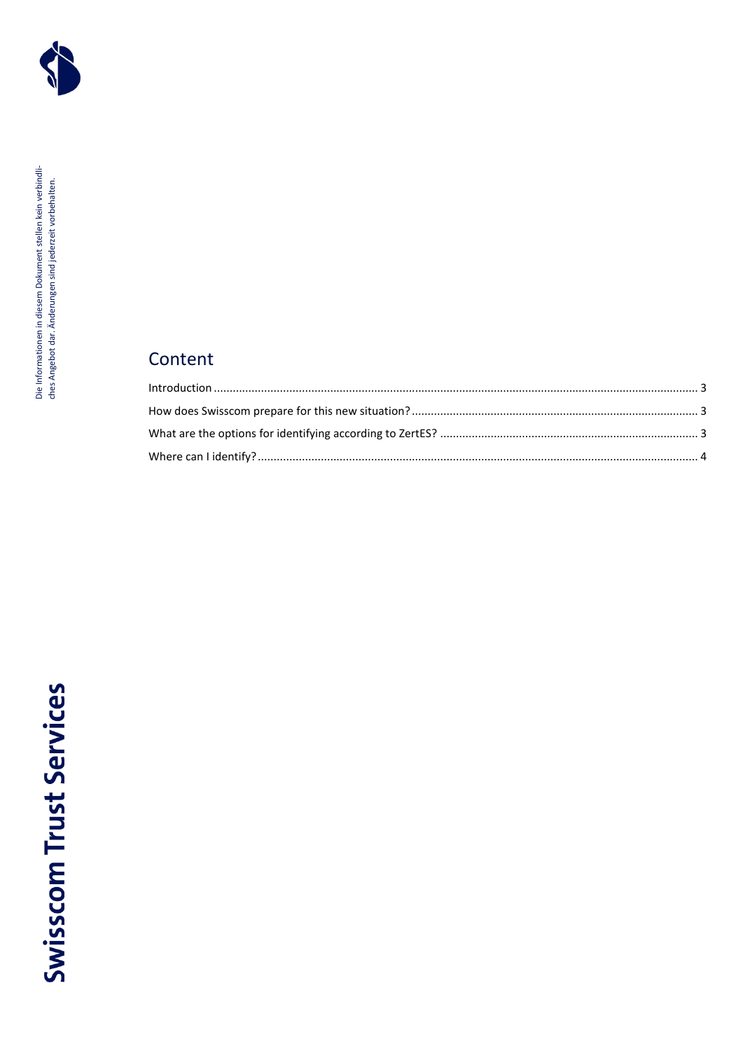## Content

Introduction ........................................................................................................................................... 3

How does Swisscom prepare for this new situation? ........................................................................... 3

What are the options for identifying according to ZertES? .................................................................. 3

Where can I identify? ............................................................................................................................ 4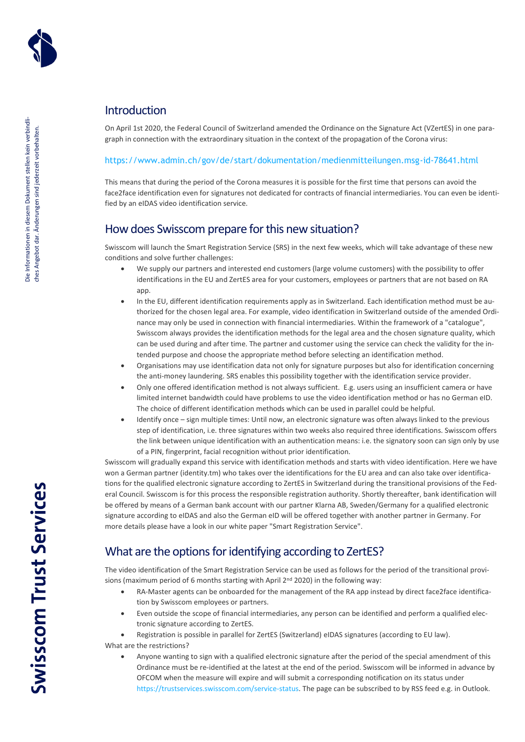## Introduction

On April 1st 2020, the Federal Council of Switzerland amended the Ordinance on the Signature Act (VZertES) in one paragraph in connection with the extraordinary situation in the context of the propagation of the Corona virus:

https://www.admin.ch/gov/de/start/dokumentation/medienmitteilungen.msg-id-78641.html

This means that during the period of the Corona measures it is possible for the first time that persons can avoid the face2face identification even for signatures not dedicated for contracts of financial intermediaries. You can even be identified by an eIDAS video identification service.

## How does Swisscom prepare for this new situation?

Swisscom will launch the Smart Registration Service (SRS) in the next few weeks, which will take advantage of these new conditions and solve further challenges:

- We supply our partners and interested end customers (large volume customers) with the possibility to offer identifications in the EU and ZertES area for your customers, employees or partners that are not based on RA app.
- In the EU, different identification requirements apply as in Switzerland. Each identification method must be authorized for the chosen legal area. For example, video identification in Switzerland outside of the amended Ordinance may only be used in connection with financial intermediaries. Within the framework of a "catalogue", Swisscom always provides the identification methods for the legal area and the chosen signature quality, which can be used during and after time. The partner and customer using the service can check the validity for the intended purpose and choose the appropriate method before selecting an identification method.
- Organisations may use identification data not only for signature purposes but also for identification concerning the anti-money laundering. SRS enables this possibility together with the identification service provider.
- Only one offered identification method is not always sufficient. E.g. users using an insufficient camera or have limited internet bandwidth could have problems to use the video identification method or has no German eID. The choice of different identification methods which can be used in parallel could be helpful.
- Identify once – sign multiple times: Until now, an electronic signature was often always linked to the previous step of identification, i.e. three signatures within two weeks also required three identifications. Swisscom offers the link between unique identification with an authentication means: i.e. the signatory soon can sign only by use of a PIN, fingerprint, facial recognition without prior identification.

Swisscom will gradually expand this service with identification methods and starts with video identification. Here we have won a German partner (identity.tm) who takes over the identifications for the EU area and can also take over identifications for the qualified electronic signature according to ZertES in Switzerland during the transitional provisions of the Federal Council. Swisscom is for this process the responsible registration authority. Shortly thereafter, bank identification will be offered by means of a German bank account with our partner Klarna AB, Sweden/Germany for a qualified electronic signature according to eIDAS and also the German eID will be offered together with another partner in Germany. For more details please have a look in our white paper "Smart Registration Service".

## What are the options for identifying according to ZertES?

The video identification of the Smart Registration Service can be used as follows for the period of the transitional provisions (maximum period of 6 months starting with April 2nd 2020) in the following way:

- RA-Master agents can be onboarded for the management of the RA app instead by direct face2face identification by Swisscom employees or partners.
- Even outside the scope of financial intermediaries, any person can be identified and perform a qualified electronic signature according to ZertES.
- Registration is possible in parallel for ZertES (Switzerland) eIDAS signatures (according to EU law).

What are the restrictions?

- Anyone wanting to sign with a qualified electronic signature after the period of the special amendment of this Ordinance must be re-identified at the latest at the end of the period. Swisscom will be informed in advance by OFCOM when the measure will expire and will submit a corresponding notification on its status under https://trustservices.swisscom.com/service-status. The page can be subscribed to by RSS feed e.g. in Outlook.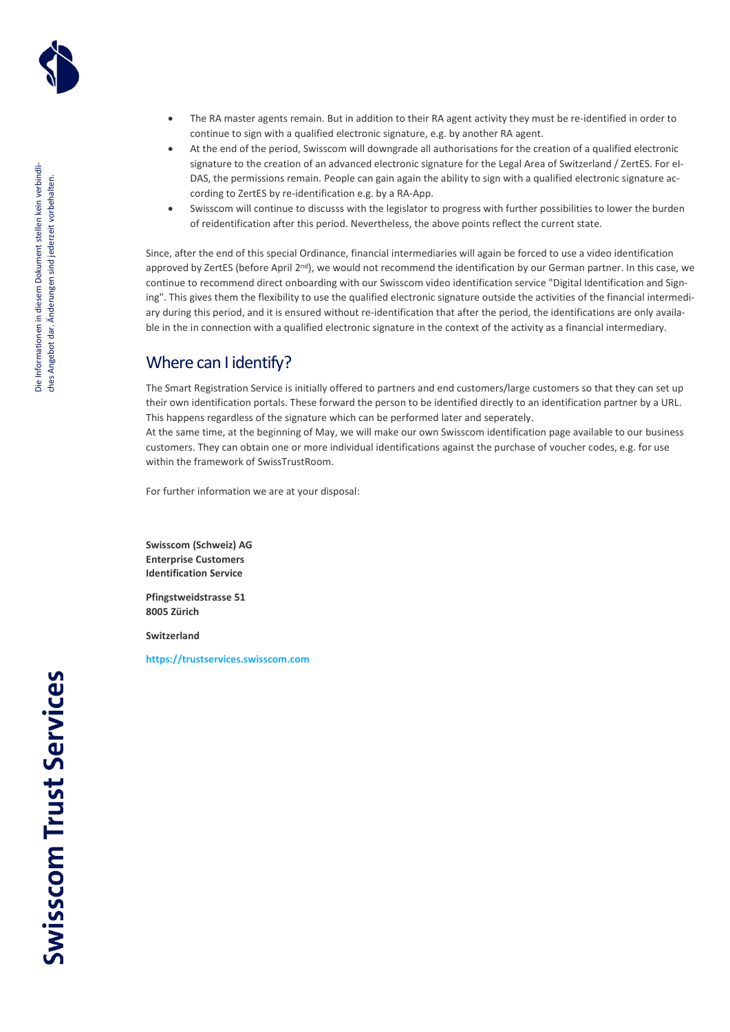- The RA master agents remain. But in addition to their RA agent activity they must be re-identified in order to continue to sign with a qualified electronic signature, e.g. by another RA agent.
- At the end of the period, Swisscom will downgrade all authorisations for the creation of a qualified electronic signature to the creation of an advanced electronic signature for the Legal Area of Switzerland / ZertES. For eIDAS, the permissions remain. People can gain again the ability to sign with a qualified electronic signature according to ZertES by re-identification e.g. by a RA-App.
- Swisscom will continue to discusss with the legislator to progress with further possibilities to lower the burden of reidentification after this period. Nevertheless, the above points reflect the current state.

Since, after the end of this special Ordinance, financial intermediaries will again be forced to use a video identification approved by ZertES (before April 2nd), we would not recommend the identification by our German partner. In this case, we continue to recommend direct onboarding with our Swisscom video identification service "Digital Identification and Signing". This gives them the flexibility to use the qualified electronic signature outside the activities of the financial intermediary during this period, and it is ensured without re-identification that after the period, the identifications are only available in the in connection with a qualified electronic signature in the context of the activity as a financial intermediary.

## Where can I identify?

The Smart Registration Service is initially offered to partners and end customers/large customers so that they can set up their own identification portals. These forward the person to be identified directly to an identification partner by a URL. This happens regardless of the signature which can be performed later and seperately.
At the same time, at the beginning of May, we will make our own Swisscom identification page available to our business customers. They can obtain one or more individual identifications against the purchase of voucher codes, e.g. for use within the framework of SwissTrustRoom.

For further information we are at your disposal:

**Swisscom (Schweiz) AG**
**Enterprise Customers**
**Identification Service**

**Pfingstweidstrasse 51**
**8005 Zürich**

**Switzerland**

**https://trustservices.swisscom.com**